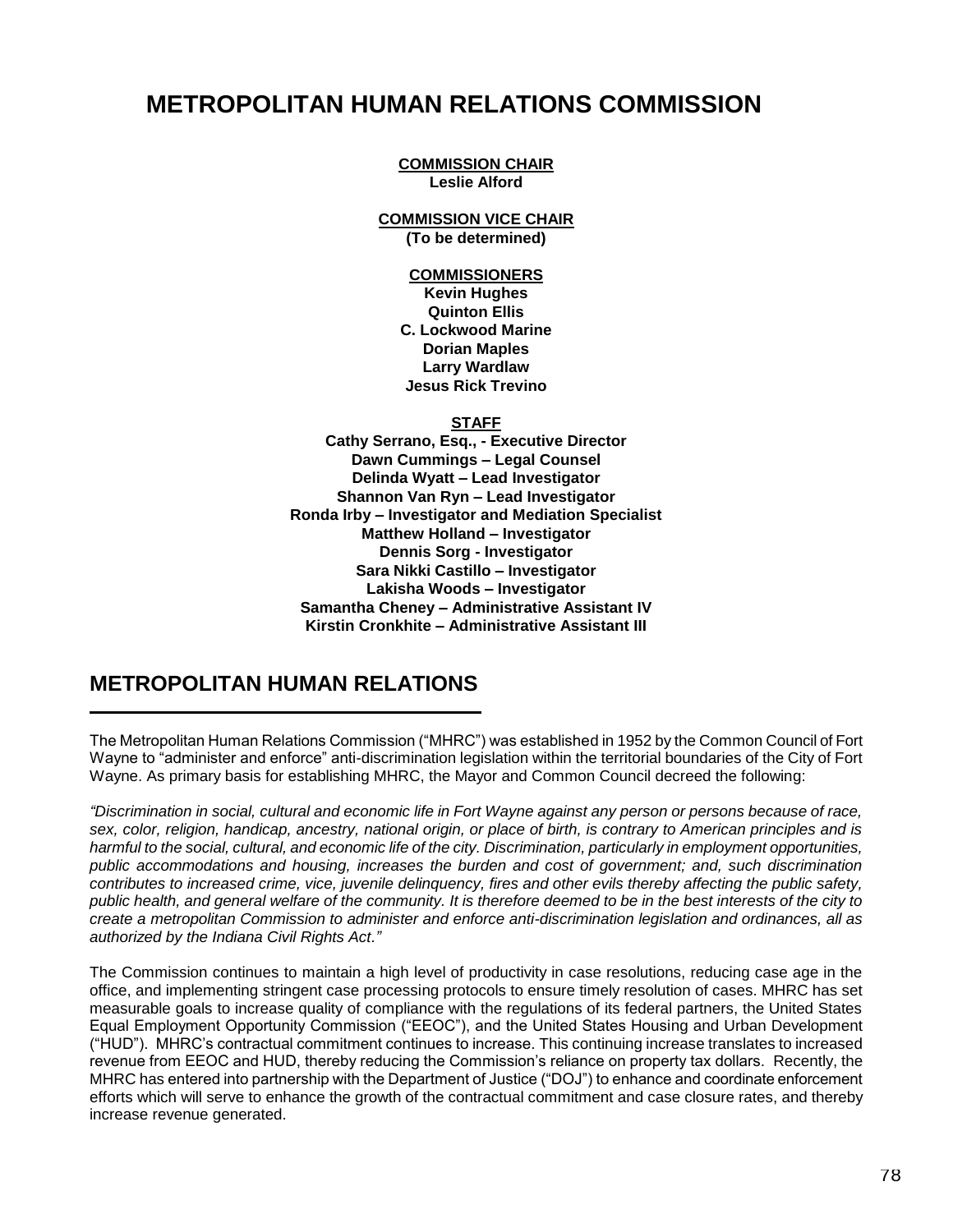# METROPOLITAN HUMAN RELATIONS COMMISSION

**COMMISSION CHAIR**
**Leslie Alford**

**COMMISSION VICE CHAIR**
**(To be determined)**

**COMMISSIONERS**
**Kevin Hughes**
**Quinton Ellis**
**C. Lockwood Marine**
**Dorian Maples**
**Larry Wardlaw**
**Jesus Rick Trevino**

**STAFF**
**Cathy Serrano, Esq., - Executive Director**
**Dawn Cummings – Legal Counsel**
**Delinda Wyatt – Lead Investigator**
**Shannon Van Ryn – Lead Investigator**
**Ronda Irby – Investigator and Mediation Specialist**
**Matthew Holland – Investigator**
**Dennis Sorg - Investigator**
**Sara Nikki Castillo – Investigator**
**Lakisha Woods – Investigator**
**Samantha Cheney – Administrative Assistant IV**
**Kirstin Cronkhite – Administrative Assistant III**

## METROPOLITAN HUMAN RELATIONS

The Metropolitan Human Relations Commission ("MHRC") was established in 1952 by the Common Council of Fort Wayne to "administer and enforce" anti-discrimination legislation within the territorial boundaries of the City of Fort Wayne. As primary basis for establishing MHRC, the Mayor and Common Council decreed the following:

*"Discrimination in social, cultural and economic life in Fort Wayne against any person or persons because of race, sex, color, religion, handicap, ancestry, national origin, or place of birth, is contrary to American principles and is harmful to the social, cultural, and economic life of the city. Discrimination, particularly in employment opportunities, public accommodations and housing, increases the burden and cost of government; and, such discrimination contributes to increased crime, vice, juvenile delinquency, fires and other evils thereby affecting the public safety, public health, and general welfare of the community. It is therefore deemed to be in the best interests of the city to create a metropolitan Commission to administer and enforce anti-discrimination legislation and ordinances, all as authorized by the Indiana Civil Rights Act."*

The Commission continues to maintain a high level of productivity in case resolutions, reducing case age in the office, and implementing stringent case processing protocols to ensure timely resolution of cases. MHRC has set measurable goals to increase quality of compliance with the regulations of its federal partners, the United States Equal Employment Opportunity Commission ("EEOC"), and the United States Housing and Urban Development ("HUD"). MHRC's contractual commitment continues to increase. This continuing increase translates to increased revenue from EEOC and HUD, thereby reducing the Commission's reliance on property tax dollars. Recently, the MHRC has entered into partnership with the Department of Justice ("DOJ") to enhance and coordinate enforcement efforts which will serve to enhance the growth of the contractual commitment and case closure rates, and thereby increase revenue generated.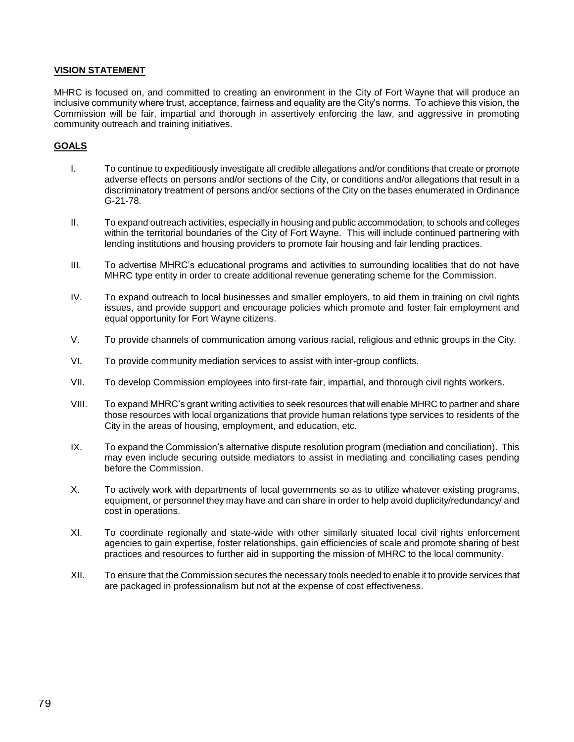## VISION STATEMENT

MHRC is focused on, and committed to creating an environment in the City of Fort Wayne that will produce an inclusive community where trust, acceptance, fairness and equality are the City's norms. To achieve this vision, the Commission will be fair, impartial and thorough in assertively enforcing the law, and aggressive in promoting community outreach and training initiatives.

## GOALS

I. To continue to expeditiously investigate all credible allegations and/or conditions that create or promote adverse effects on persons and/or sections of the City, or conditions and/or allegations that result in a discriminatory treatment of persons and/or sections of the City on the bases enumerated in Ordinance G-21-78.

II. To expand outreach activities, especially in housing and public accommodation, to schools and colleges within the territorial boundaries of the City of Fort Wayne. This will include continued partnering with lending institutions and housing providers to promote fair housing and fair lending practices.

III. To advertise MHRC's educational programs and activities to surrounding localities that do not have MHRC type entity in order to create additional revenue generating scheme for the Commission.

IV. To expand outreach to local businesses and smaller employers, to aid them in training on civil rights issues, and provide support and encourage policies which promote and foster fair employment and equal opportunity for Fort Wayne citizens.

V. To provide channels of communication among various racial, religious and ethnic groups in the City.

VI. To provide community mediation services to assist with inter-group conflicts.

VII. To develop Commission employees into first-rate fair, impartial, and thorough civil rights workers.

VIII. To expand MHRC's grant writing activities to seek resources that will enable MHRC to partner and share those resources with local organizations that provide human relations type services to residents of the City in the areas of housing, employment, and education, etc.

IX. To expand the Commission's alternative dispute resolution program (mediation and conciliation). This may even include securing outside mediators to assist in mediating and conciliating cases pending before the Commission.

X. To actively work with departments of local governments so as to utilize whatever existing programs, equipment, or personnel they may have and can share in order to help avoid duplicity/redundancy/ and cost in operations.

XI. To coordinate regionally and state-wide with other similarly situated local civil rights enforcement agencies to gain expertise, foster relationships, gain efficiencies of scale and promote sharing of best practices and resources to further aid in supporting the mission of MHRC to the local community.

XII. To ensure that the Commission secures the necessary tools needed to enable it to provide services that are packaged in professionalism but not at the expense of cost effectiveness.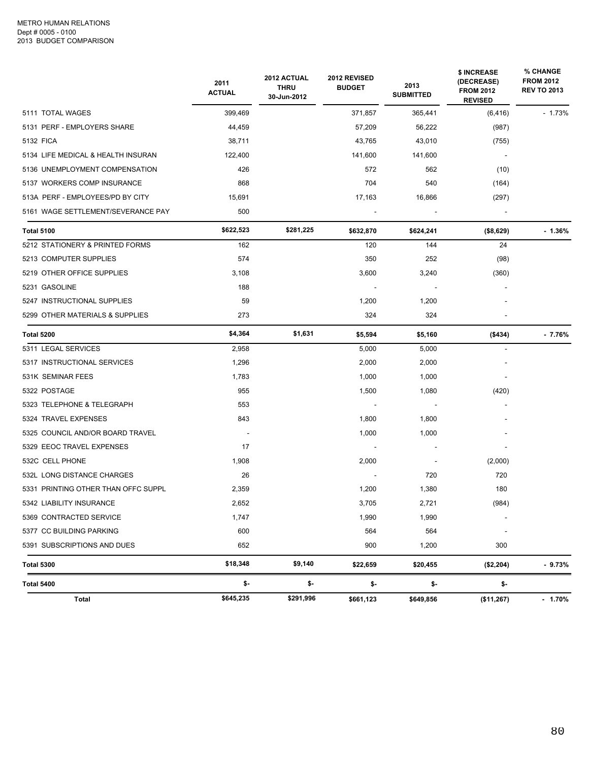METRO HUMAN RELATIONS
Dept # 0005 - 0100
2013 BUDGET COMPARISON

| | 2011 ACTUAL | 2012 ACTUAL THRU 30-Jun-2012 | 2012 REVISED BUDGET | 2013 SUBMITTED | $ INCREASE (DECREASE) FROM 2012 REVISED | % CHANGE FROM 2012 REV TO 2013 |
|---|---|---|---|---|---|---|
| 5111 TOTAL WAGES | 399,469 | | 371,857 | 365,441 | (6,416) | - 1.73% |
| 5131 PERF - EMPLOYERS SHARE | 44,459 | | 57,209 | 56,222 | (987) | |
| 5132 FICA | 38,711 | | 43,765 | 43,010 | (755) | |
| 5134 LIFE MEDICAL & HEALTH INSURAN | 122,400 | | 141,600 | 141,600 | - | |
| 5136 UNEMPLOYMENT COMPENSATION | 426 | | 572 | 562 | (10) | |
| 5137 WORKERS COMP INSURANCE | 868 | | 704 | 540 | (164) | |
| 513A PERF - EMPLOYEES/PD BY CITY | 15,691 | | 17,163 | 16,866 | (297) | |
| 5161 WAGE SETTLEMENT/SEVERANCE PAY | 500 | | - | - | - | |
| **Total 5100** | **$622,523** | **$281,225** | **$632,870** | **$624,241** | **($8,629)** | **- 1.36%** |
| 5212 STATIONERY & PRINTED FORMS | 162 | | 120 | 144 | 24 | |
| 5213 COMPUTER SUPPLIES | 574 | | 350 | 252 | (98) | |
| 5219 OTHER OFFICE SUPPLIES | 3,108 | | 3,600 | 3,240 | (360) | |
| 5231 GASOLINE | 188 | | - | - | - | |
| 5247 INSTRUCTIONAL SUPPLIES | 59 | | 1,200 | 1,200 | - | |
| 5299 OTHER MATERIALS & SUPPLIES | 273 | | 324 | 324 | - | |
| **Total 5200** | **$4,364** | **$1,631** | **$5,594** | **$5,160** | **($434)** | **- 7.76%** |
| 5311 LEGAL SERVICES | 2,958 | | 5,000 | 5,000 | - | |
| 5317 INSTRUCTIONAL SERVICES | 1,296 | | 2,000 | 2,000 | - | |
| 531K SEMINAR FEES | 1,783 | | 1,000 | 1,000 | - | |
| 5322 POSTAGE | 955 | | 1,500 | 1,080 | (420) | |
| 5323 TELEPHONE & TELEGRAPH | 553 | | - | - | - | |
| 5324 TRAVEL EXPENSES | 843 | | 1,800 | 1,800 | - | |
| 5325 COUNCIL AND/OR BOARD TRAVEL | - | | 1,000 | 1,000 | - | |
| 5329 EEOC TRAVEL EXPENSES | 17 | | - | - | - | |
| 532C CELL PHONE | 1,908 | | 2,000 | - | (2,000) | |
| 532L LONG DISTANCE CHARGES | 26 | | - | 720 | 720 | |
| 5331 PRINTING OTHER THAN OFFC SUPPL | 2,359 | | 1,200 | 1,380 | 180 | |
| 5342 LIABILITY INSURANCE | 2,652 | | 3,705 | 2,721 | (984) | |
| 5369 CONTRACTED SERVICE | 1,747 | | 1,990 | 1,990 | - | |
| 5377 CC BUILDING PARKING | 600 | | 564 | 564 | - | |
| 5391 SUBSCRIPTIONS AND DUES | 652 | | 900 | 1,200 | 300 | |
| **Total 5300** | **$18,348** | **$9,140** | **$22,659** | **$20,455** | **($2,204)** | **- 9.73%** |
| **Total 5400** | **$-** | **$-** | **$-** | **$-** | **$-** | |
| **Total** | **$645,235** | **$291,996** | **$661,123** | **$649,856** | **($11,267)** | **- 1.70%** |